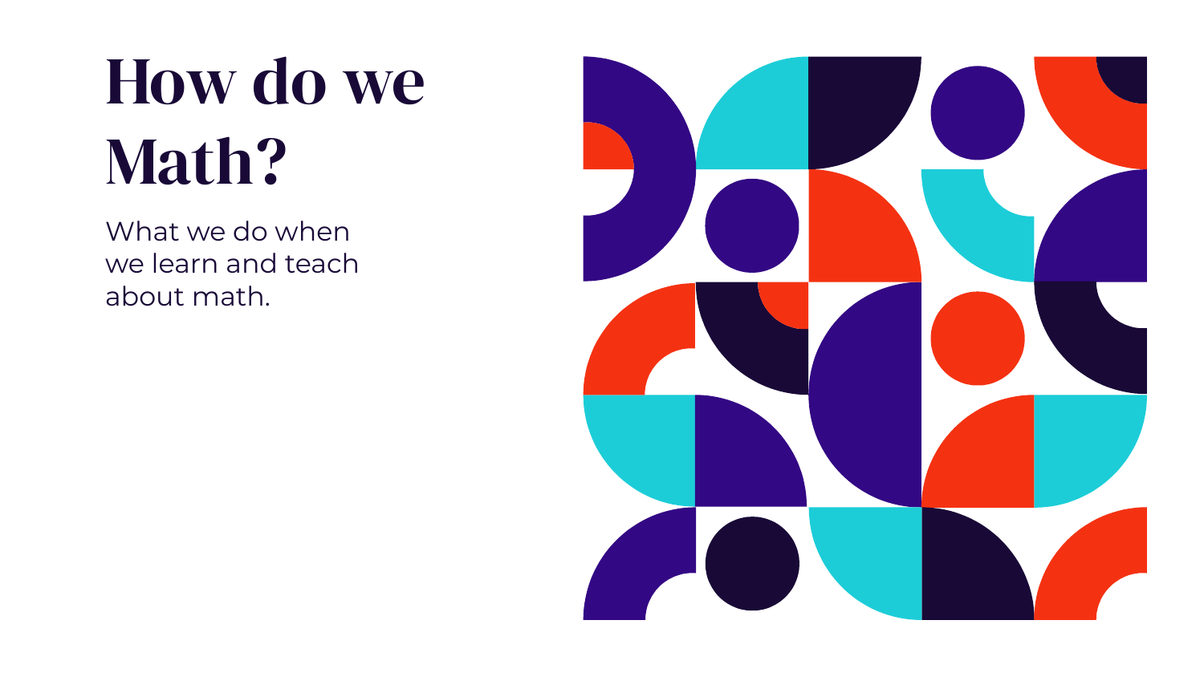# How do we Math?

What we do when we learn and teach about math.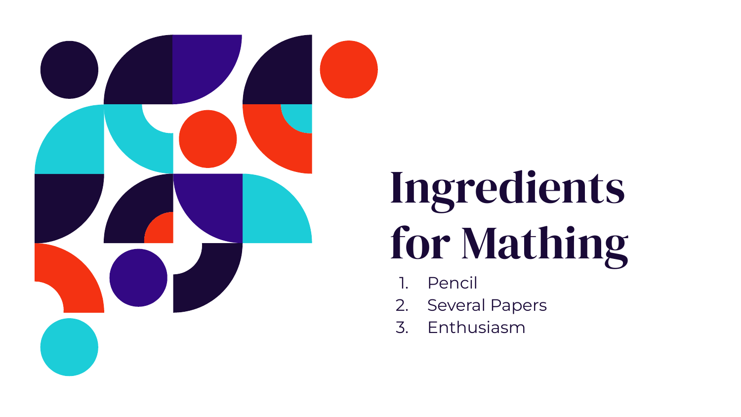# Ingredients for Mathing

1. Pencil
2. Several Papers
3. Enthusiasm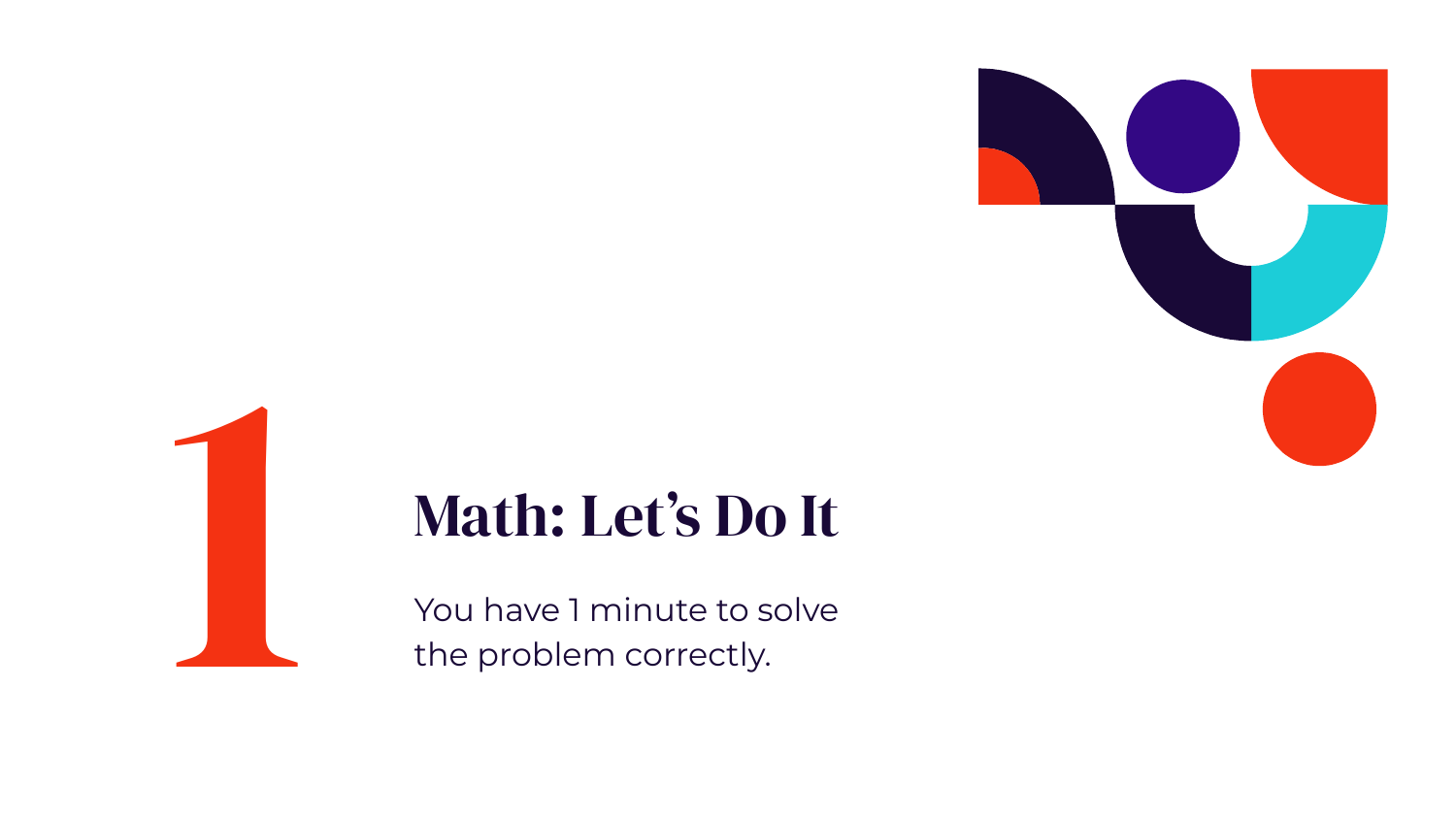# 1

## Math: Let's Do It

You have 1 minute to solve the problem correctly.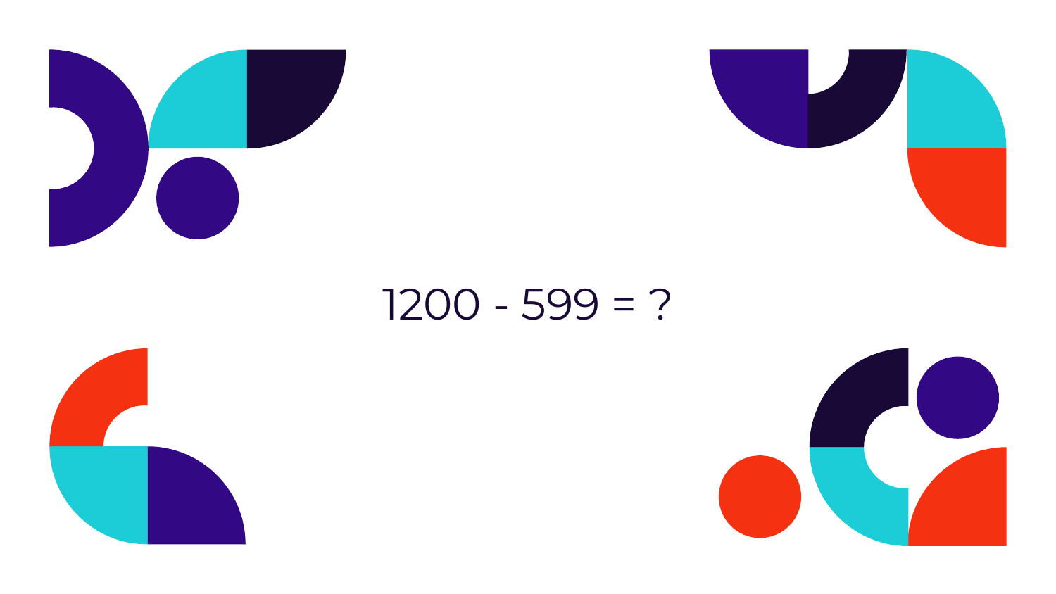$$1200 - 599 = ?$$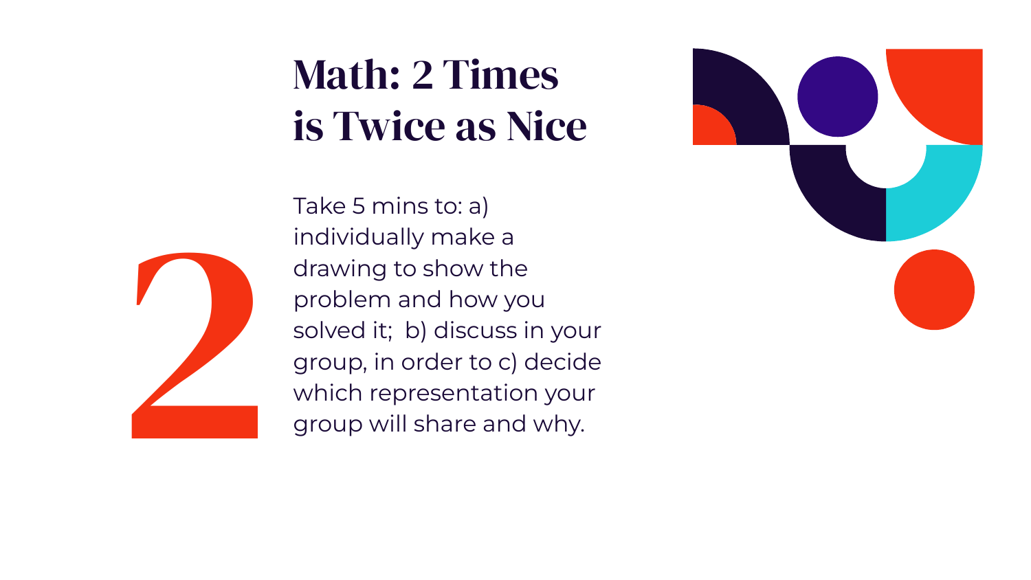# Math: 2 Times is Twice as Nice

2

Take 5 mins to: a) individually make a drawing to show the problem and how you solved it;  b) discuss in your group, in order to c) decide which representation your group will share and why.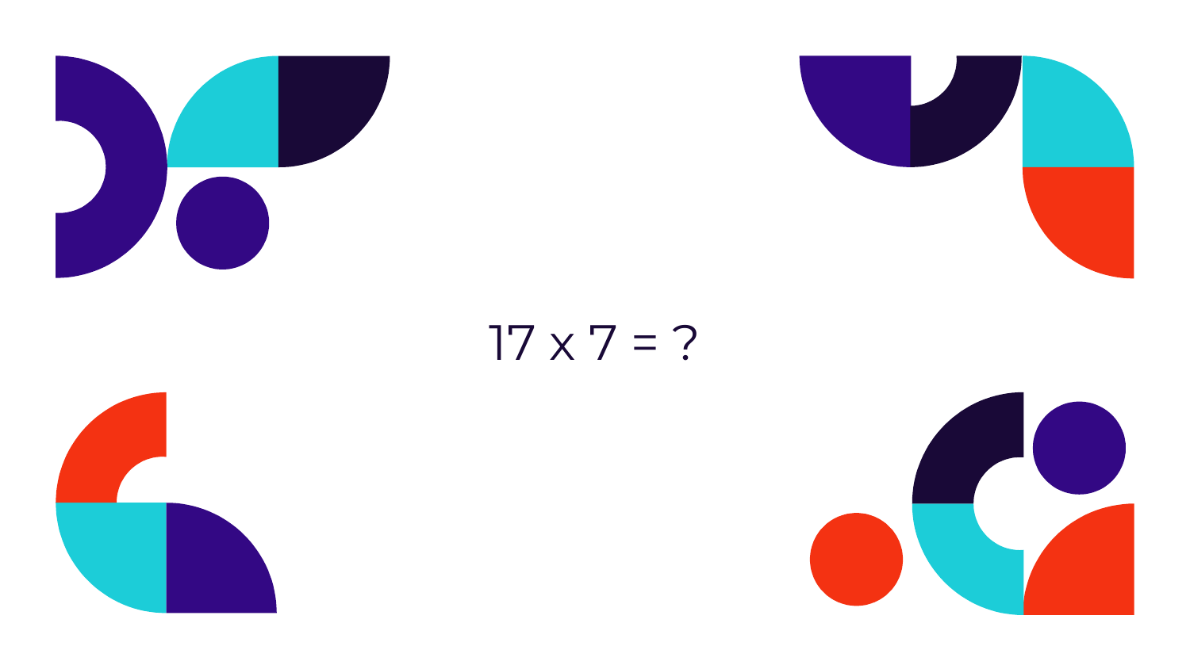$$17 \times 7 = ?$$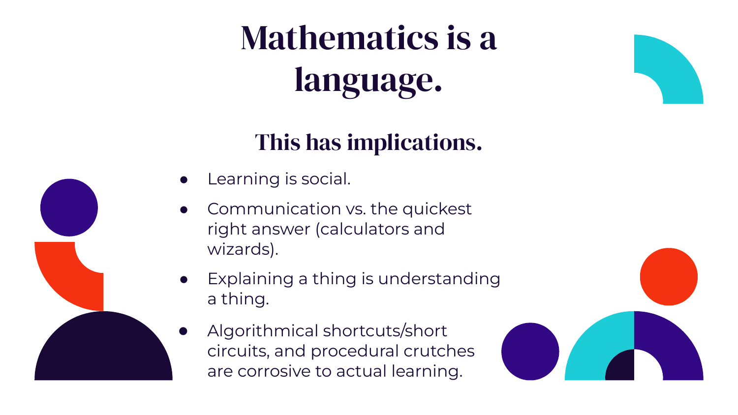# Mathematics is a language.

## This has implications.

- Learning is social.
- Communication vs. the quickest right answer (calculators and wizards).
- Explaining a thing is understanding a thing.
- Algorithmical shortcuts/short circuits, and procedural crutches are corrosive to actual learning.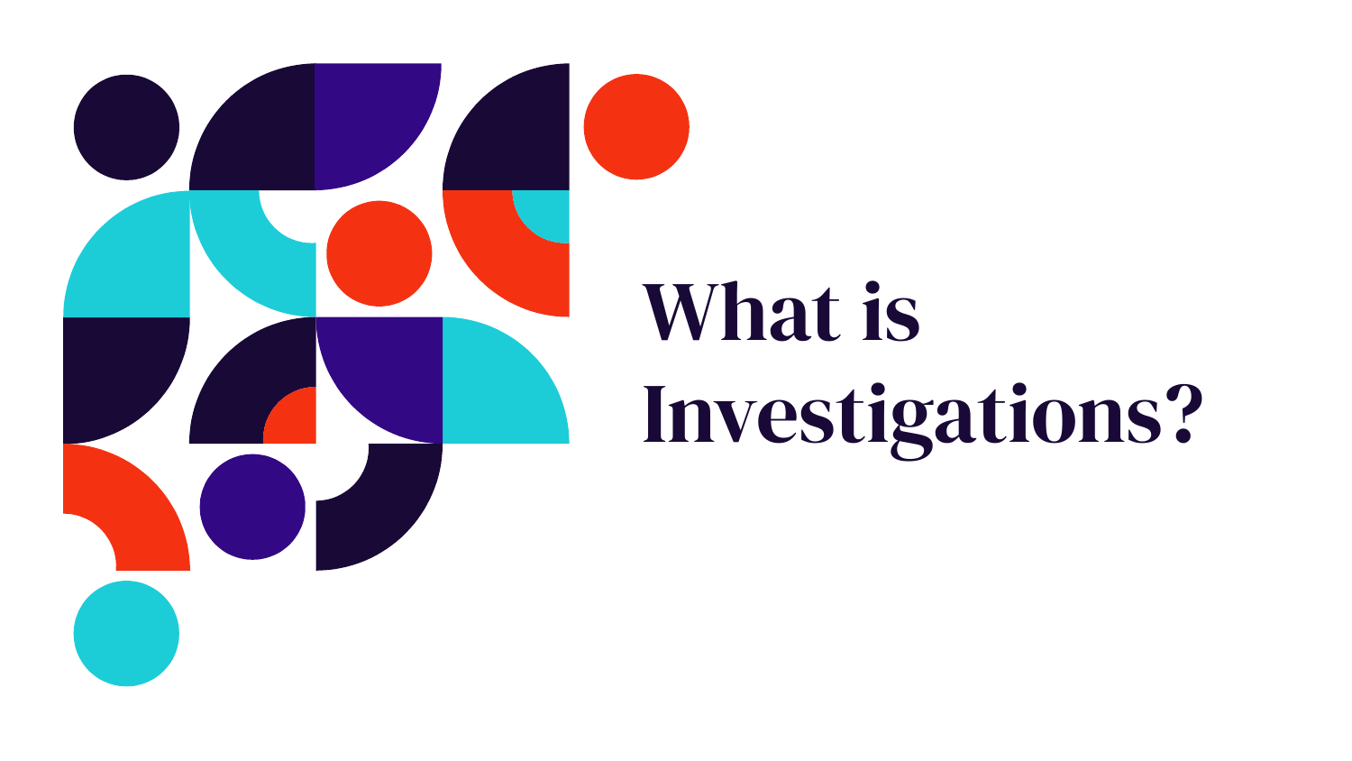# What is Investigations?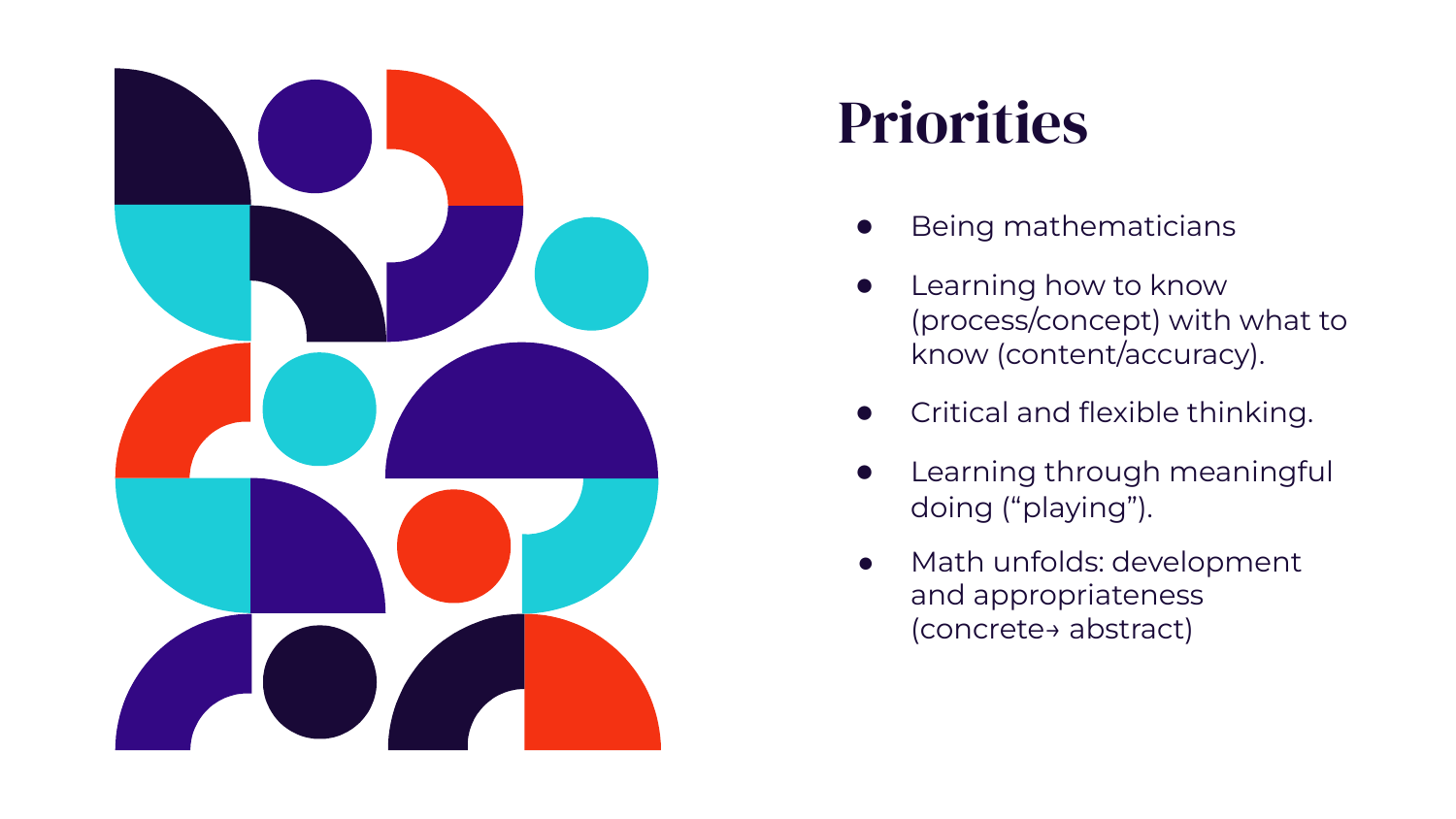# Priorities

- Being mathematicians
- Learning how to know (process/concept) with what to know (content/accuracy).
- Critical and flexible thinking.
- Learning through meaningful doing (“playing”).
- Math unfolds: development and appropriateness (concrete→ abstract)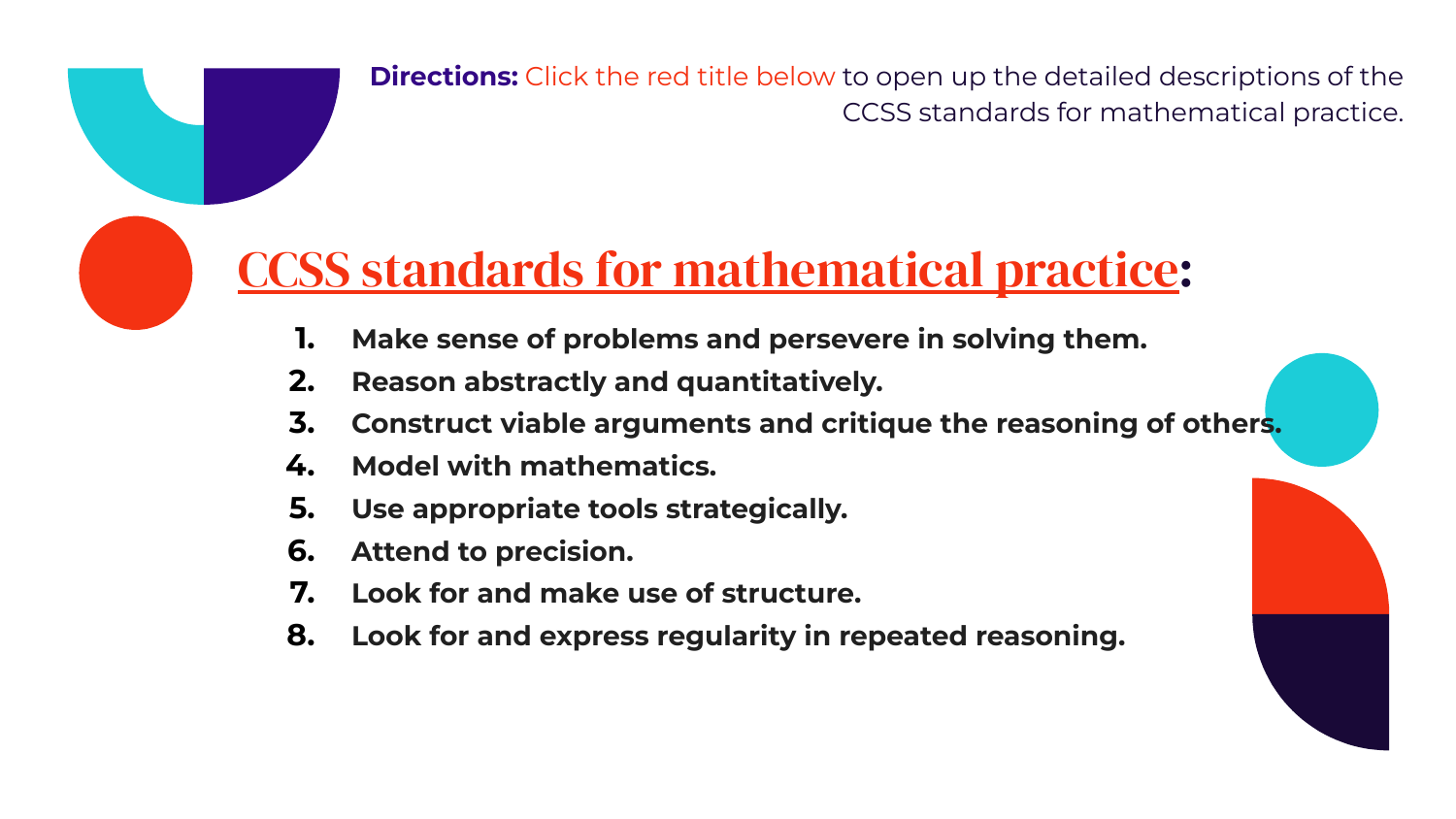**Directions:** Click the red title below to open up the detailed descriptions of the CCSS standards for mathematical practice.

## CCSS standards for mathematical practice:

1. **Make sense of problems and persevere in solving them.**
2. **Reason abstractly and quantitatively.**
3. **Construct viable arguments and critique the reasoning of others.**
4. **Model with mathematics.**
5. **Use appropriate tools strategically.**
6. **Attend to precision.**
7. **Look for and make use of structure.**
8. **Look for and express regularity in repeated reasoning.**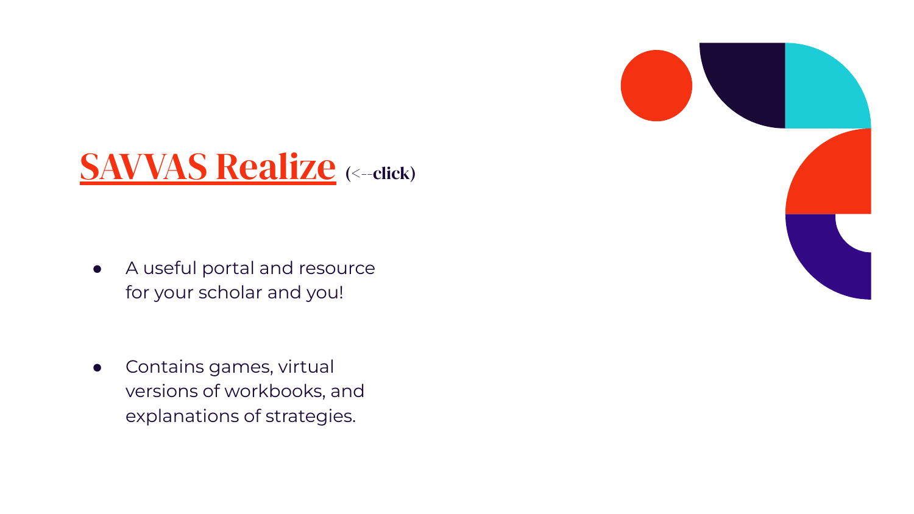# SAVVAS Realize (<--click)

- A useful portal and resource for your scholar and you!

- Contains games, virtual versions of workbooks, and explanations of strategies.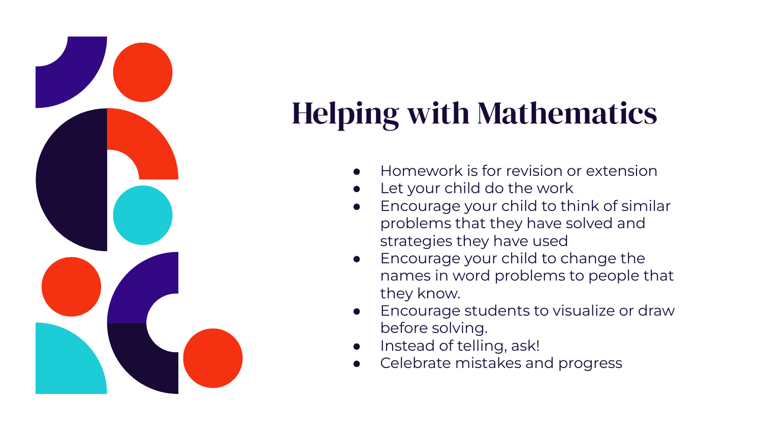# Helping with Mathematics

- Homework is for revision or extension
- Let your child do the work
- Encourage your child to think of similar problems that they have solved and strategies they have used
- Encourage your child to change the names in word problems to people that they know.
- Encourage students to visualize or draw before solving.
- Instead of telling, ask!
- Celebrate mistakes and progress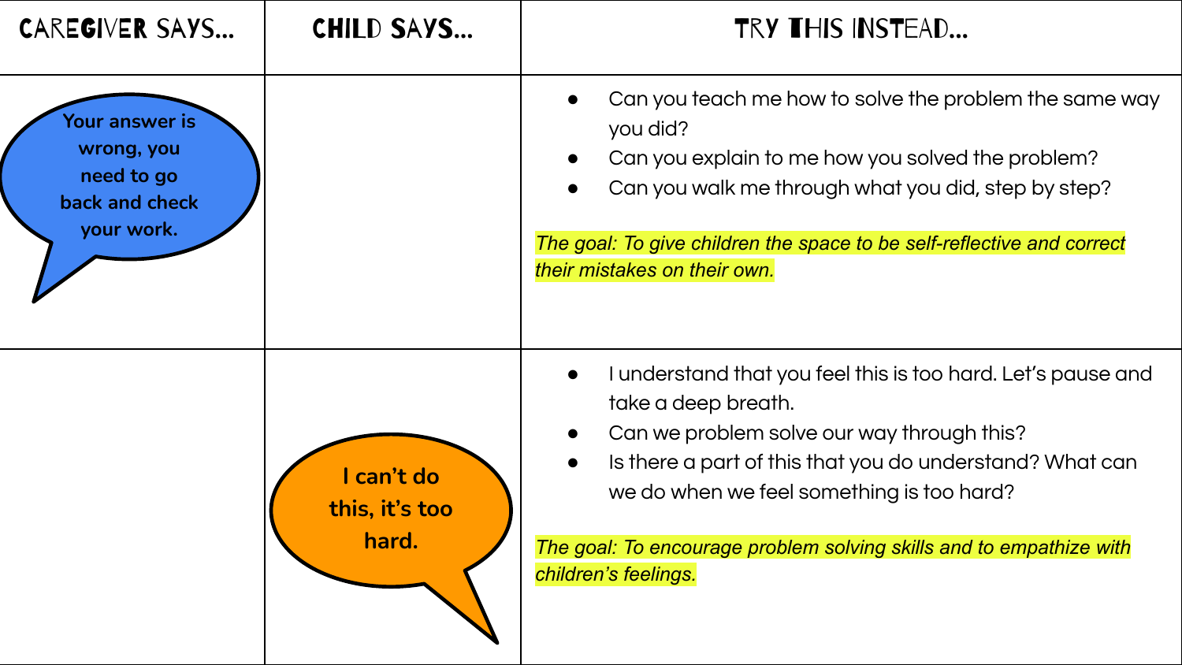| CAREGIVER SAYS… | CHILD SAYS… | TRY THIS INSTEAD… |
| --- | --- | --- |
| Your answer is wrong, you need to go back and check your work. | | • Can you teach me how to solve the problem the same way you did?<br>• Can you explain to me how you solved the problem?<br>• Can you walk me through what you did, step by step?<br><br>*The goal: To give children the space to be self-reflective and correct their mistakes on their own.* |
| | I can't do this, it's too hard. | • I understand that you feel this is too hard. Let's pause and take a deep breath.<br>• Can we problem solve our way through this?<br>• Is there a part of this that you do understand? What can we do when we feel something is too hard?<br><br>*The goal: To encourage problem solving skills and to empathize with children's feelings.* |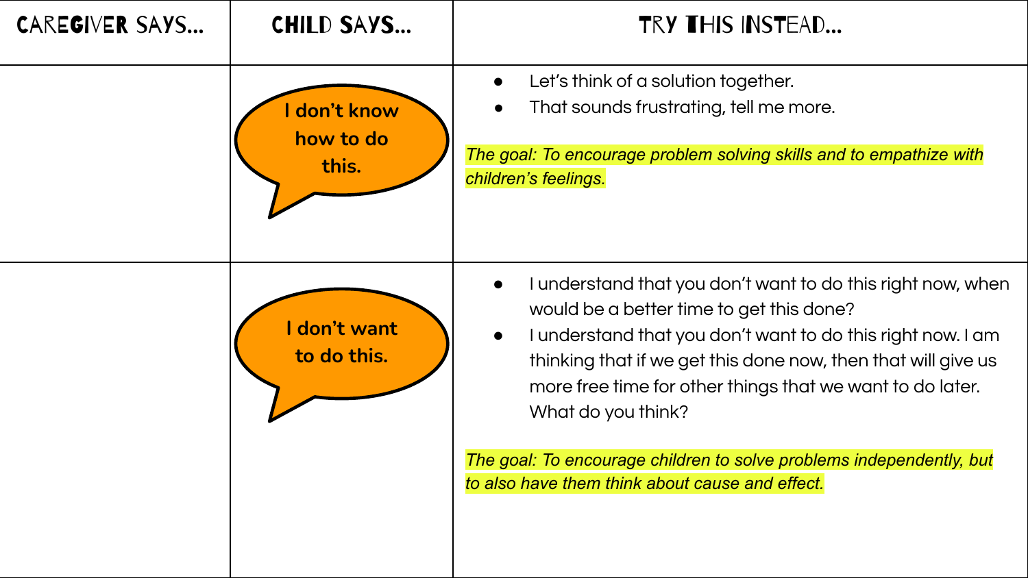| CAREGIVER SAYS... | CHILD SAYS... | TRY THIS INSTEAD... |
| --- | --- | --- |
| | I don't know how to do this. | • Let's think of a solution together.<br>• That sounds frustrating, tell me more.<br><br>*The goal: To encourage problem solving skills and to empathize with children's feelings.* |
| | I don't want to do this. | • I understand that you don't want to do this right now, when would be a better time to get this done?<br>• I understand that you don't want to do this right now. I am thinking that if we get this done now, then that will give us more free time for other things that we want to do later. What do you think?<br><br>*The goal: To encourage children to solve problems independently, but to also have them think about cause and effect.* |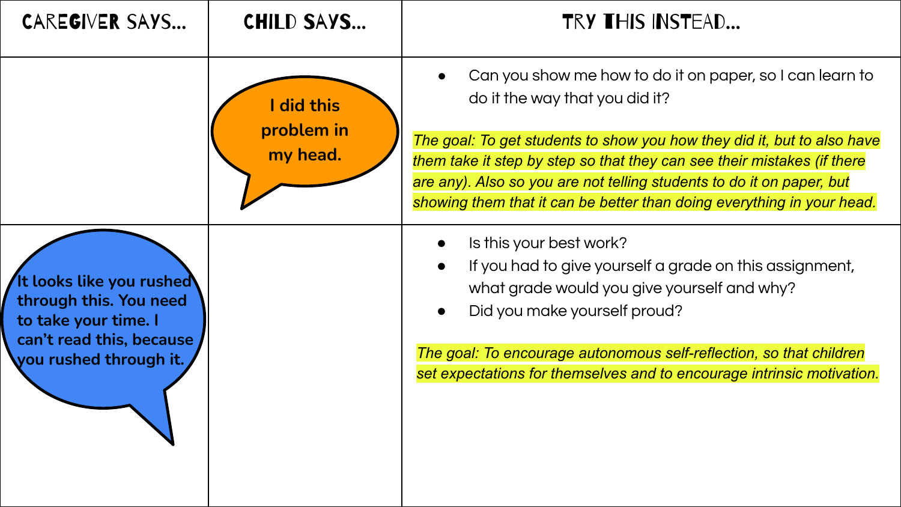| CAREGIVER SAYS... | CHILD SAYS... | TRY THIS INSTEAD... |
| --- | --- | --- |
| | I did this problem in my head. | • Can you show me how to do it on paper, so I can learn to do it the way that you did it?<br><br>*The goal: To get students to show you how they did it, but to also have them take it step by step so that they can see their mistakes (if there are any). Also so you are not telling students to do it on paper, but showing them that it can be better than doing everything in your head.* |
| It looks like you rushed through this. You need to take your time. I can't read this, because you rushed through it. | | • Is this your best work?<br>• If you had to give yourself a grade on this assignment, what grade would you give yourself and why?<br>• Did you make yourself proud?<br><br>*The goal: To encourage autonomous self-reflection, so that children set expectations for themselves and to encourage intrinsic motivation.* |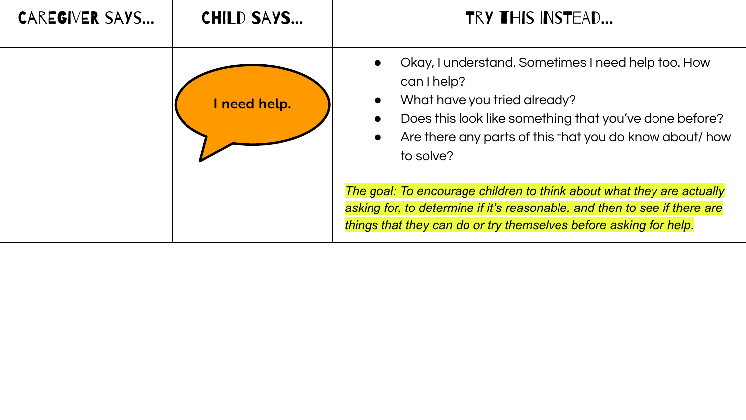| CAREGIVER SAYS... | CHILD SAYS... | TRY THIS INSTEAD... |
| --- | --- | --- |
| | I need help. | • Okay, I understand. Sometimes I need help too. How can I help?<br>• What have you tried already?<br>• Does this look like something that you've done before?<br>• Are there any parts of this that you do know about/ how to solve?<br><br>*The goal: To encourage children to think about what they are actually asking for, to determine if it's reasonable, and then to see if there are things that they can do or try themselves before asking for help.* |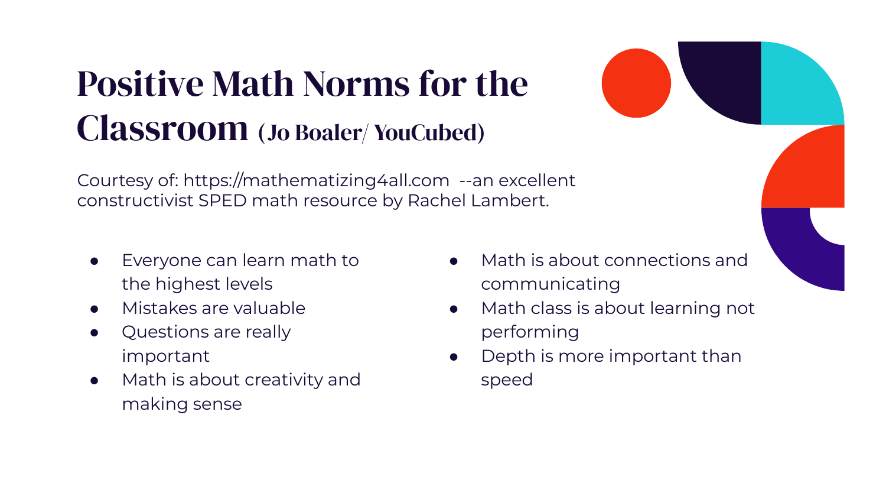# Positive Math Norms for the Classroom (Jo Boaler/ YouCubed)

Courtesy of: https://mathematizing4all.com --an excellent constructivist SPED math resource by Rachel Lambert.

- Everyone can learn math to the highest levels
- Mistakes are valuable
- Questions are really important
- Math is about creativity and making sense
- Math is about connections and communicating
- Math class is about learning not performing
- Depth is more important than speed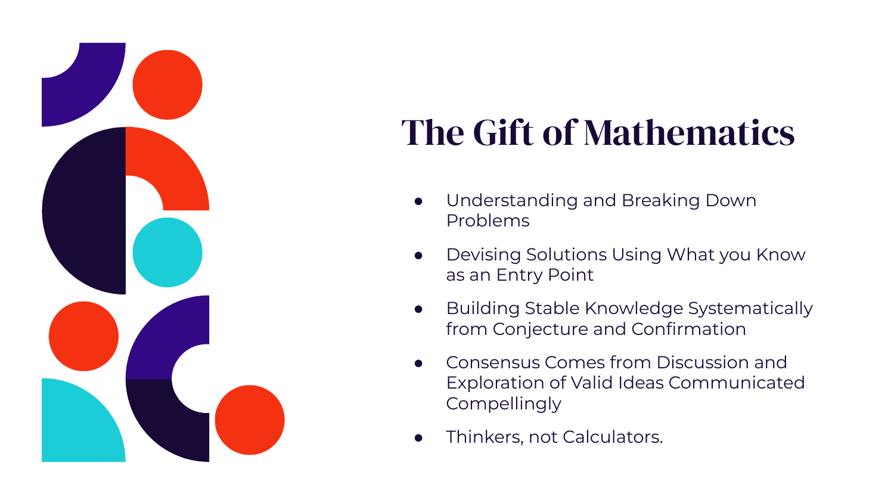# The Gift of Mathematics

- Understanding and Breaking Down Problems
- Devising Solutions Using What you Know as an Entry Point
- Building Stable Knowledge Systematically from Conjecture and Confirmation
- Consensus Comes from Discussion and Exploration of Valid Ideas Communicated Compellingly
- Thinkers, not Calculators.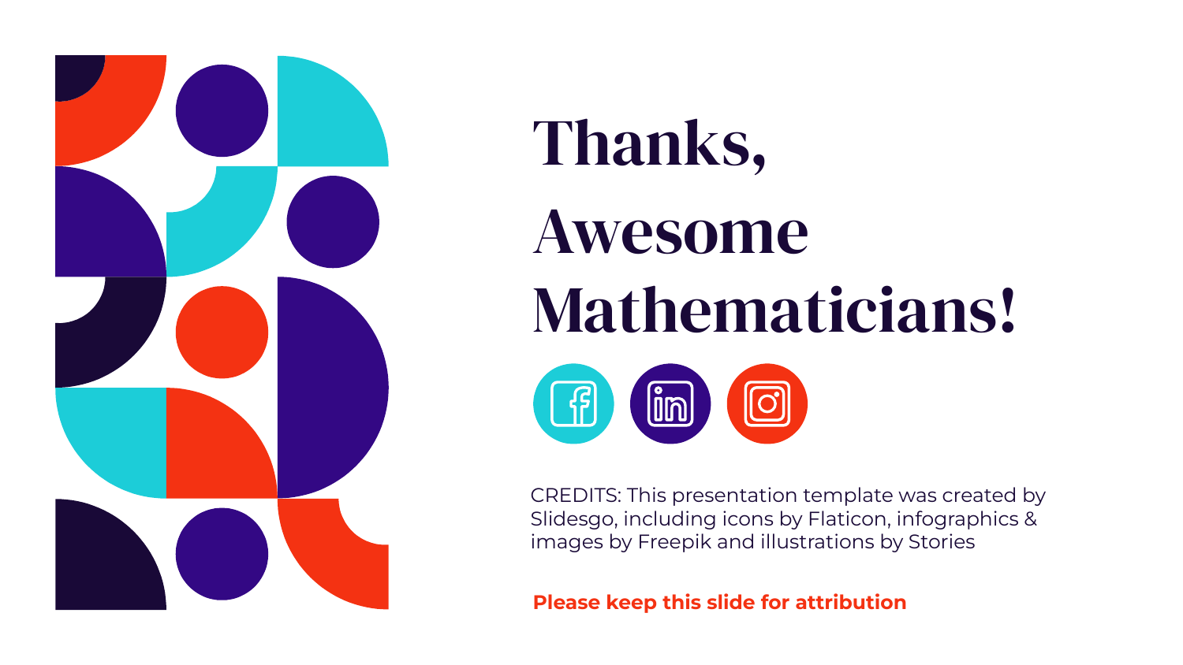# Thanks, Awesome Mathematicians!

CREDITS: This presentation template was created by Slidesgo, including icons by Flaticon, infographics & images by Freepik and illustrations by Stories

**Please keep this slide for attribution**